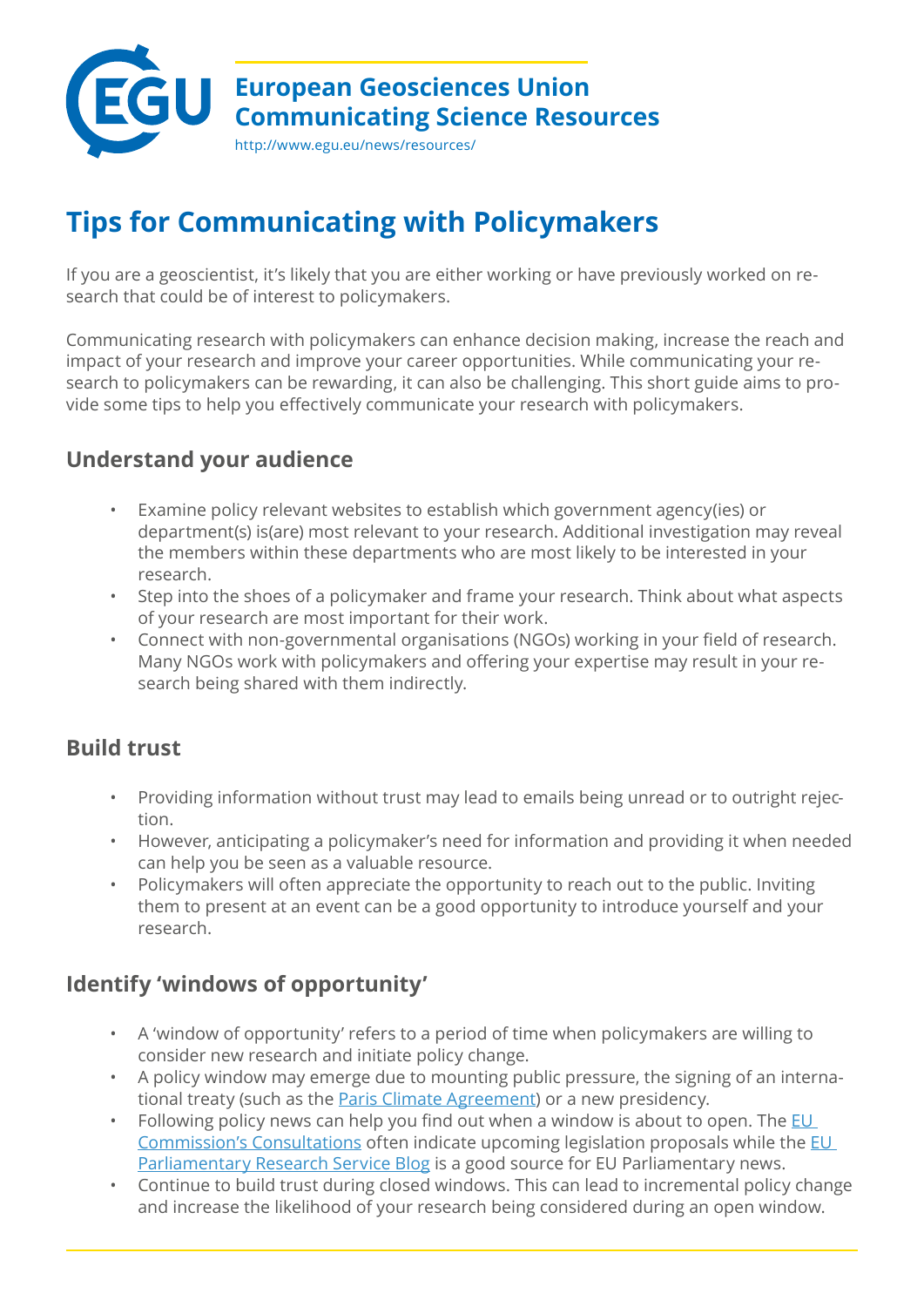**European Geosciences Union**
**Communicating Science Resources**
http://www.egu.eu/news/resources/

# Tips for Communicating with Policymakers

If you are a geoscientist, it's likely that you are either working or have previously worked on research that could be of interest to policymakers.

Communicating research with policymakers can enhance decision making, increase the reach and impact of your research and improve your career opportunities. While communicating your research to policymakers can be rewarding, it can also be challenging. This short guide aims to provide some tips to help you effectively communicate your research with policymakers.

## Understand your audience

- Examine policy relevant websites to establish which government agency(ies) or department(s) is(are) most relevant to your research. Additional investigation may reveal the members within these departments who are most likely to be interested in your research.
- Step into the shoes of a policymaker and frame your research. Think about what aspects of your research are most important for their work.
- Connect with non-governmental organisations (NGOs) working in your field of research. Many NGOs work with policymakers and offering your expertise may result in your research being shared with them indirectly.

## Build trust

- Providing information without trust may lead to emails being unread or to outright rejection.
- However, anticipating a policymaker's need for information and providing it when needed can help you be seen as a valuable resource.
- Policymakers will often appreciate the opportunity to reach out to the public. Inviting them to present at an event can be a good opportunity to introduce yourself and your research.

## Identify 'windows of opportunity'

- A 'window of opportunity' refers to a period of time when policymakers are willing to consider new research and initiate policy change.
- A policy window may emerge due to mounting public pressure, the signing of an international treaty (such as the Paris Climate Agreement) or a new presidency.
- Following policy news can help you find out when a window is about to open. The EU Commission's Consultations often indicate upcoming legislation proposals while the EU Parliamentary Research Service Blog is a good source for EU Parliamentary news.
- Continue to build trust during closed windows. This can lead to incremental policy change and increase the likelihood of your research being considered during an open window.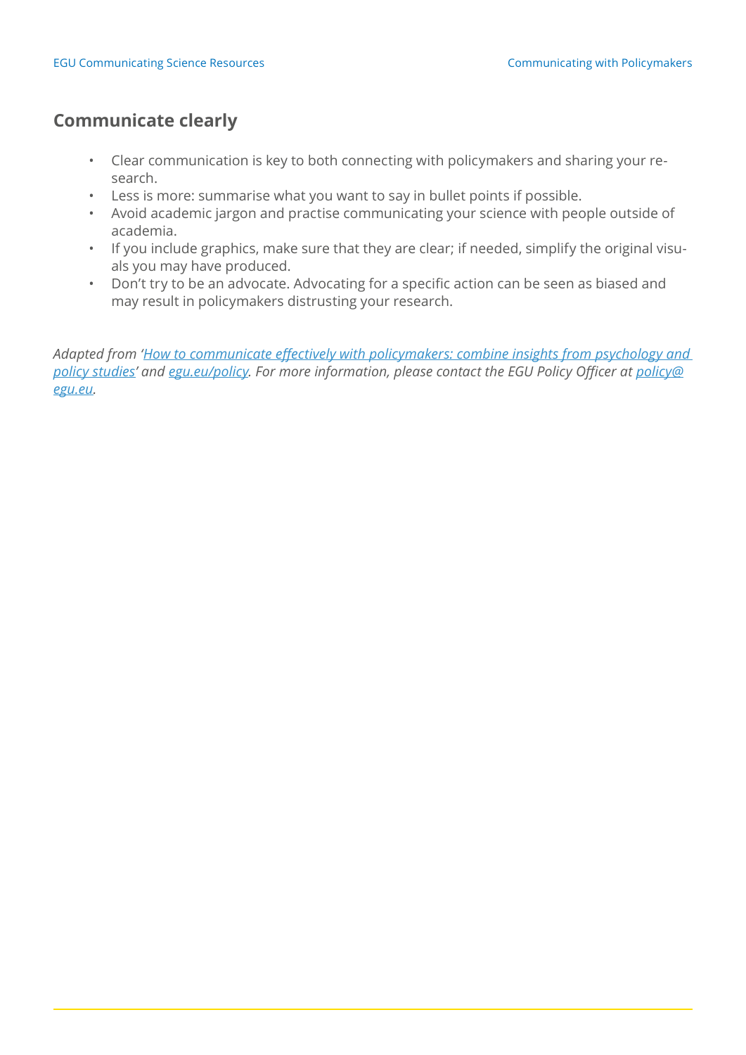## Communicate clearly

- Clear communication is key to both connecting with policymakers and sharing your research.
- Less is more: summarise what you want to say in bullet points if possible.
- Avoid academic jargon and practise communicating your science with people outside of academia.
- If you include graphics, make sure that they are clear; if needed, simplify the original visuals you may have produced.
- Don't try to be an advocate. Advocating for a specific action can be seen as biased and may result in policymakers distrusting your research.

*Adapted from '[How to communicate effectively with policymakers: combine insights from psychology and policy studies]()' and [egu.eu/policy](). For more information, please contact the EGU Policy Officer at [policy@egu.eu]().*